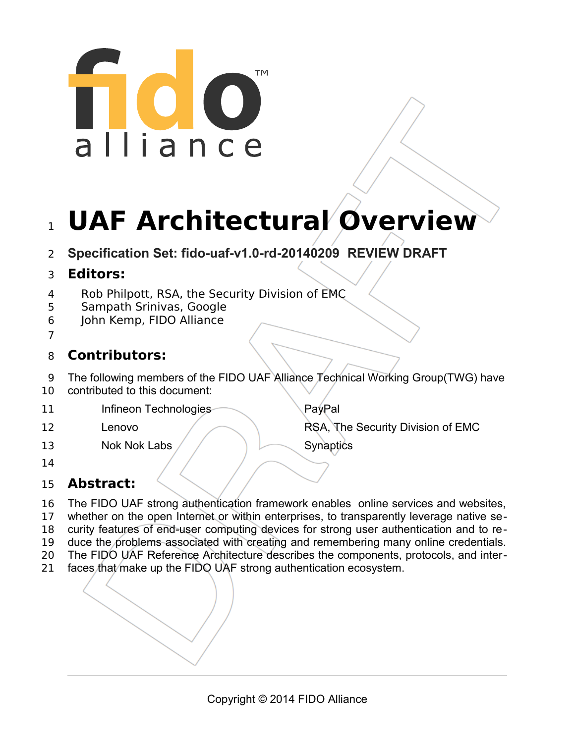# UAF Architectural Overview

**Specification Set: fido-uaf-v1.0-rd-20140209 REVIEW DRAFT**

## Editors:

Rob Philpott, RSA, the Security Division of EMC
Sampath Srinivas, Google
John Kemp, FIDO Alliance

## Contributors:

The following members of the FIDO UAF Alliance Technical Working Group(TWG) have contributed to this document:

- Infineon Technologies
- Lenovo
- Nok Nok Labs
- PayPal
- RSA, The Security Division of EMC
- Synaptics

## Abstract:

The FIDO UAF strong authentication framework enables online services and websites, whether on the open Internet or within enterprises, to transparently leverage native security features of end-user computing devices for strong user authentication and to reduce the problems associated with creating and remembering many online credentials. The FIDO UAF Reference Architecture describes the components, protocols, and interfaces that make up the FIDO UAF strong authentication ecosystem.

Copyright © 2014 FIDO Alliance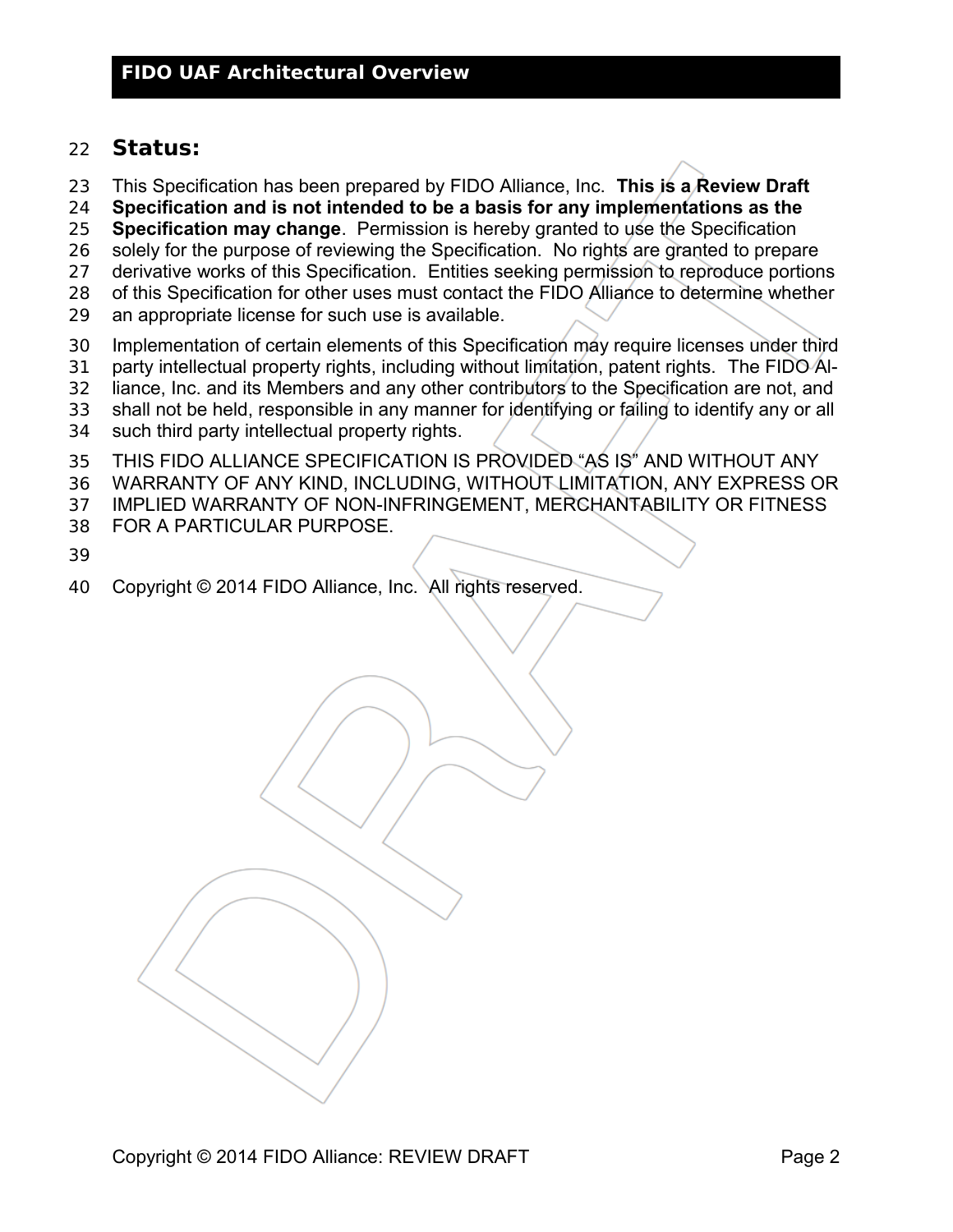## Status:

This Specification has been prepared by FIDO Alliance, Inc. **This is a Review Draft Specification and is not intended to be a basis for any implementations as the Specification may change**. Permission is hereby granted to use the Specification solely for the purpose of reviewing the Specification. No rights are granted to prepare derivative works of this Specification. Entities seeking permission to reproduce portions of this Specification for other uses must contact the FIDO Alliance to determine whether an appropriate license for such use is available.

Implementation of certain elements of this Specification may require licenses under third party intellectual property rights, including without limitation, patent rights. The FIDO Alliance, Inc. and its Members and any other contributors to the Specification are not, and shall not be held, responsible in any manner for identifying or failing to identify any or all such third party intellectual property rights.

THIS FIDO ALLIANCE SPECIFICATION IS PROVIDED "AS IS" AND WITHOUT ANY WARRANTY OF ANY KIND, INCLUDING, WITHOUT LIMITATION, ANY EXPRESS OR IMPLIED WARRANTY OF NON-INFRINGEMENT, MERCHANTABILITY OR FITNESS FOR A PARTICULAR PURPOSE.

Copyright © 2014 FIDO Alliance, Inc. All rights reserved.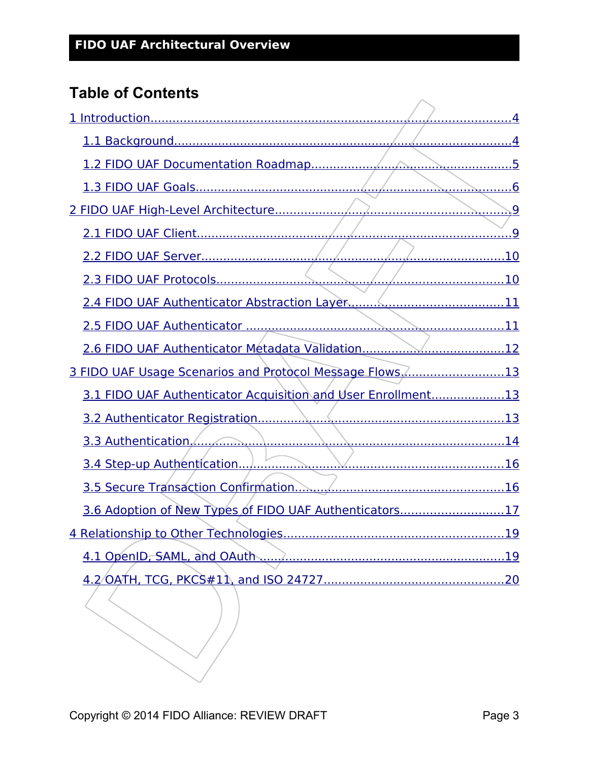# Table of Contents

1 Introduction....................4

- 1.1 Background....................4
- 1.2 FIDO UAF Documentation Roadmap....................5
- 1.3 FIDO UAF Goals....................6

2 FIDO UAF High-Level Architecture....................9

- 2.1 FIDO UAF Client....................9
- 2.2 FIDO UAF Server....................10
- 2.3 FIDO UAF Protocols....................10
- 2.4 FIDO UAF Authenticator Abstraction Layer....................11
- 2.5 FIDO UAF Authenticator ....................11
- 2.6 FIDO UAF Authenticator Metadata Validation....................12

3 FIDO UAF Usage Scenarios and Protocol Message Flows....................13

- 3.1 FIDO UAF Authenticator Acquisition and User Enrollment....................13
- 3.2 Authenticator Registration....................13
- 3.3 Authentication....................14
- 3.4 Step-up Authentication....................16
- 3.5 Secure Transaction Confirmation....................16
- 3.6 Adoption of New Types of FIDO UAF Authenticators....................17

4 Relationship to Other Technologies....................19

- 4.1 OpenID, SAML, and OAuth ....................19
- 4.2 OATH, TCG, PKCS#11, and ISO 24727....................20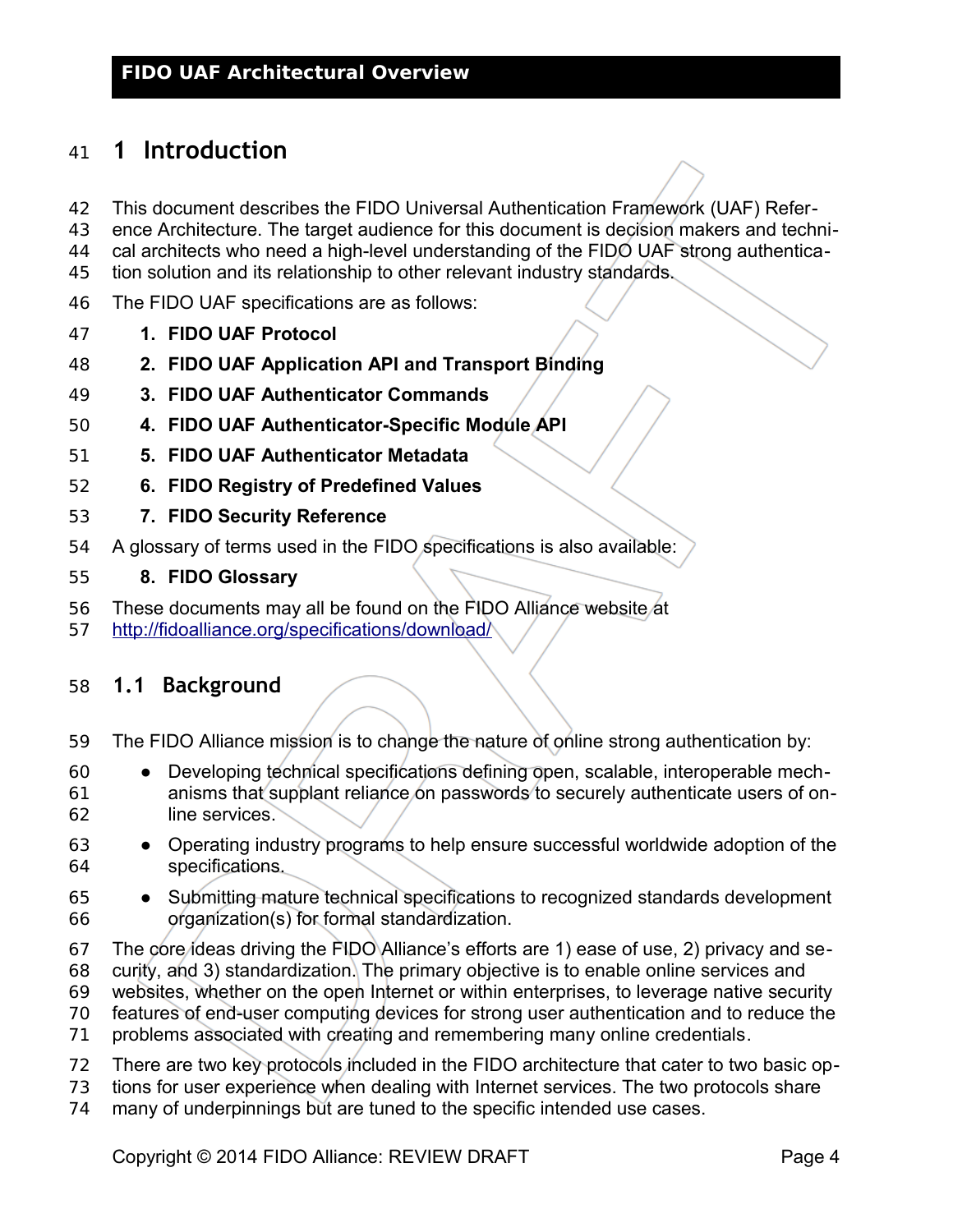# 1 Introduction

This document describes the FIDO Universal Authentication Framework (UAF) Reference Architecture. The target audience for this document is decision makers and technical architects who need a high-level understanding of the FIDO UAF strong authentication solution and its relationship to other relevant industry standards.

The FIDO UAF specifications are as follows:

1. **FIDO UAF Protocol**
2. **FIDO UAF Application API and Transport Binding**
3. **FIDO UAF Authenticator Commands**
4. **FIDO UAF Authenticator-Specific Module API**
5. **FIDO UAF Authenticator Metadata**
6. **FIDO Registry of Predefined Values**
7. **FIDO Security Reference**

A glossary of terms used in the FIDO specifications is also available:

8. **FIDO Glossary**

These documents may all be found on the FIDO Alliance website at http://fidoalliance.org/specifications/download/

## 1.1 Background

The FIDO Alliance mission is to change the nature of online strong authentication by:

- Developing technical specifications defining open, scalable, interoperable mechanisms that supplant reliance on passwords to securely authenticate users of online services.
- Operating industry programs to help ensure successful worldwide adoption of the specifications.
- Submitting mature technical specifications to recognized standards development organization(s) for formal standardization.

The core ideas driving the FIDO Alliance's efforts are 1) ease of use, 2) privacy and security, and 3) standardization. The primary objective is to enable online services and websites, whether on the open Internet or within enterprises, to leverage native security features of end-user computing devices for strong user authentication and to reduce the problems associated with creating and remembering many online credentials.

There are two key protocols included in the FIDO architecture that cater to two basic options for user experience when dealing with Internet services. The two protocols share many of underpinnings but are tuned to the specific intended use cases.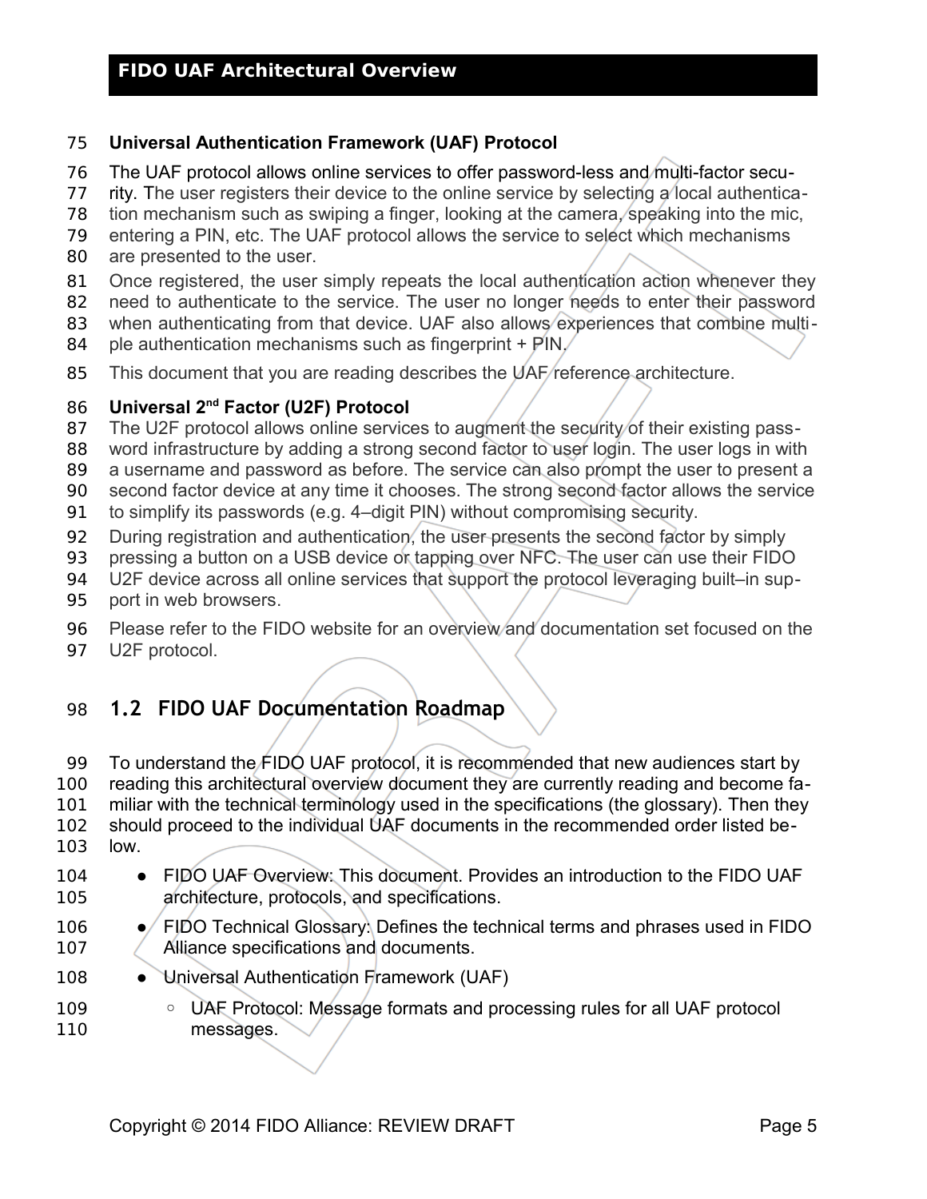**Universal Authentication Framework (UAF) Protocol**

The UAF protocol allows online services to offer password-less and multi-factor security. The user registers their device to the online service by selecting a local authentication mechanism such as swiping a finger, looking at the camera, speaking into the mic, entering a PIN, etc. The UAF protocol allows the service to select which mechanisms are presented to the user.

Once registered, the user simply repeats the local authentication action whenever they need to authenticate to the service. The user no longer needs to enter their password when authenticating from that device. UAF also allows experiences that combine multiple authentication mechanisms such as fingerprint + PIN.

This document that you are reading describes the UAF reference architecture.

**Universal 2nd Factor (U2F) Protocol**

The U2F protocol allows online services to augment the security of their existing password infrastructure by adding a strong second factor to user login. The user logs in with a username and password as before. The service can also prompt the user to present a second factor device at any time it chooses. The strong second factor allows the service to simplify its passwords (e.g. 4–digit PIN) without compromising security.

During registration and authentication, the user presents the second factor by simply pressing a button on a USB device or tapping over NFC. The user can use their FIDO U2F device across all online services that support the protocol leveraging built–in support in web browsers.

Please refer to the FIDO website for an overview and documentation set focused on the U2F protocol.

## 1.2 FIDO UAF Documentation Roadmap

To understand the FIDO UAF protocol, it is recommended that new audiences start by reading this architectural overview document they are currently reading and become familiar with the technical terminology used in the specifications (the glossary). Then they should proceed to the individual UAF documents in the recommended order listed below.

- FIDO UAF Overview: This document. Provides an introduction to the FIDO UAF architecture, protocols, and specifications.
- FIDO Technical Glossary: Defines the technical terms and phrases used in FIDO Alliance specifications and documents.
- Universal Authentication Framework (UAF)
  - UAF Protocol: Message formats and processing rules for all UAF protocol messages.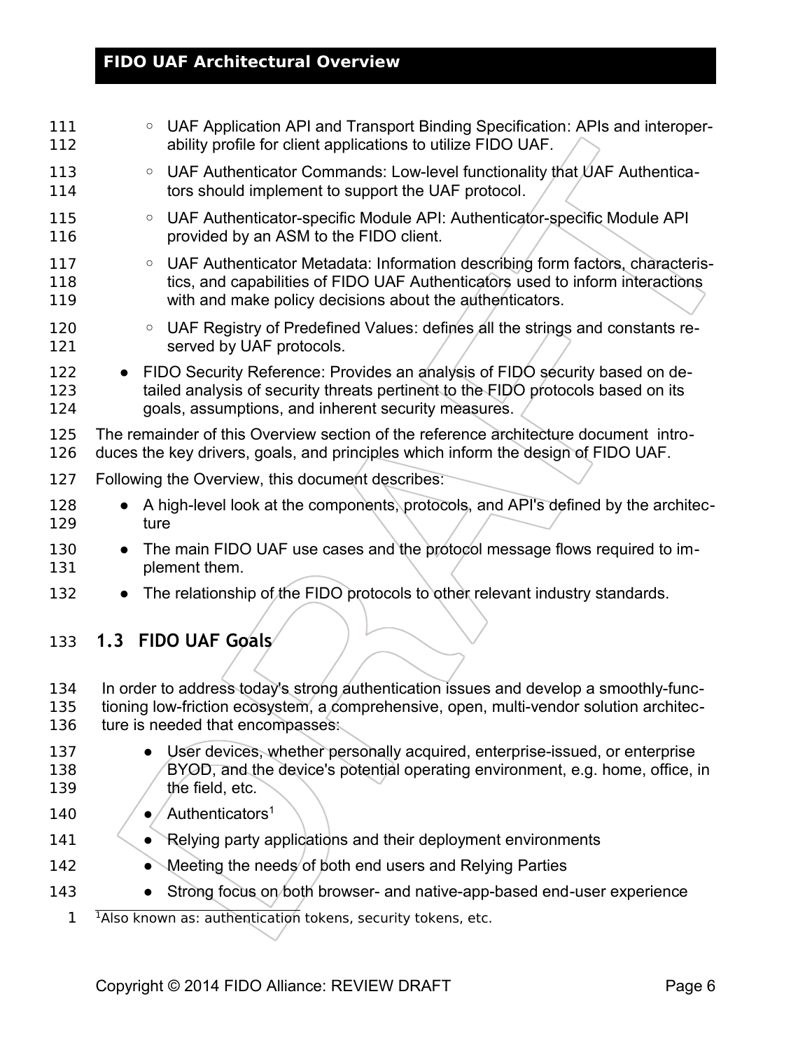- UAF Application API and Transport Binding Specification: APIs and interoperability profile for client applications to utilize FIDO UAF.
  - UAF Authenticator Commands: Low-level functionality that UAF Authenticators should implement to support the UAF protocol.
  - UAF Authenticator-specific Module API: Authenticator-specific Module API provided by an ASM to the FIDO client.
  - UAF Authenticator Metadata: Information describing form factors, characteristics, and capabilities of FIDO UAF Authenticators used to inform interactions with and make policy decisions about the authenticators.
  - UAF Registry of Predefined Values: defines all the strings and constants reserved by UAF protocols.
- FIDO Security Reference: Provides an analysis of FIDO security based on detailed analysis of security threats pertinent to the FIDO protocols based on its goals, assumptions, and inherent security measures.

The remainder of this Overview section of the reference architecture document introduces the key drivers, goals, and principles which inform the design of FIDO UAF.

Following the Overview, this document describes:

- A high-level look at the components, protocols, and API's defined by the architecture
- The main FIDO UAF use cases and the protocol message flows required to implement them.
- The relationship of the FIDO protocols to other relevant industry standards.

## 1.3 FIDO UAF Goals

In order to address today's strong authentication issues and develop a smoothly-functioning low-friction ecosystem, a comprehensive, open, multi-vendor solution architecture is needed that encompasses:

- User devices, whether personally acquired, enterprise-issued, or enterprise BYOD, and the device's potential operating environment, e.g. home, office, in the field, etc.
- Authenticators[1]
- Relying party applications and their deployment environments
- Meeting the needs of both end users and Relying Parties
- Strong focus on both browser- and native-app-based end-user experience

[1] Also known as: authentication tokens, security tokens, etc.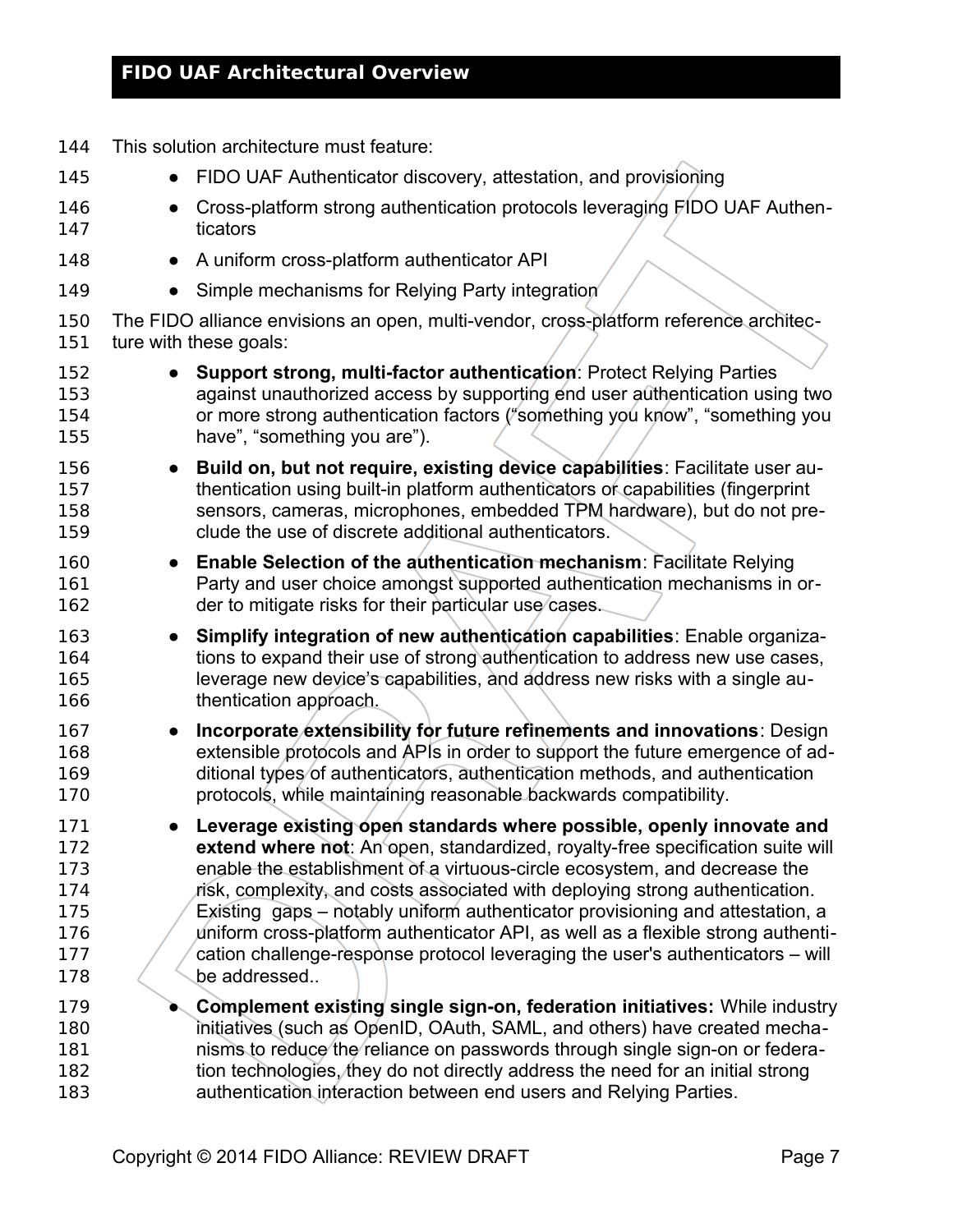This solution architecture must feature:

- FIDO UAF Authenticator discovery, attestation, and provisioning
- Cross-platform strong authentication protocols leveraging FIDO UAF Authenticators
- A uniform cross-platform authenticator API
- Simple mechanisms for Relying Party integration

The FIDO alliance envisions an open, multi-vendor, cross-platform reference architecture with these goals:

- **Support strong, multi-factor authentication**: Protect Relying Parties against unauthorized access by supporting end user authentication using two or more strong authentication factors ("something you know", "something you have", "something you are").
- **Build on, but not require, existing device capabilities**: Facilitate user authentication using built-in platform authenticators or capabilities (fingerprint sensors, cameras, microphones, embedded TPM hardware), but do not preclude the use of discrete additional authenticators.
- **Enable Selection of the authentication mechanism**: Facilitate Relying Party and user choice amongst supported authentication mechanisms in order to mitigate risks for their particular use cases.
- **Simplify integration of new authentication capabilities**: Enable organizations to expand their use of strong authentication to address new use cases, leverage new device's capabilities, and address new risks with a single authentication approach.
- **Incorporate extensibility for future refinements and innovations**: Design extensible protocols and APIs in order to support the future emergence of additional types of authenticators, authentication methods, and authentication protocols, while maintaining reasonable backwards compatibility.
- **Leverage existing open standards where possible, openly innovate and extend where not**: An open, standardized, royalty-free specification suite will enable the establishment of a virtuous-circle ecosystem, and decrease the risk, complexity, and costs associated with deploying strong authentication. Existing gaps – notably uniform authenticator provisioning and attestation, a uniform cross-platform authenticator API, as well as a flexible strong authentication challenge-response protocol leveraging the user's authenticators – will be addressed..
- **Complement existing single sign-on, federation initiatives:** While industry initiatives (such as OpenID, OAuth, SAML, and others) have created mechanisms to reduce the reliance on passwords through single sign-on or federation technologies, they do not directly address the need for an initial strong authentication interaction between end users and Relying Parties.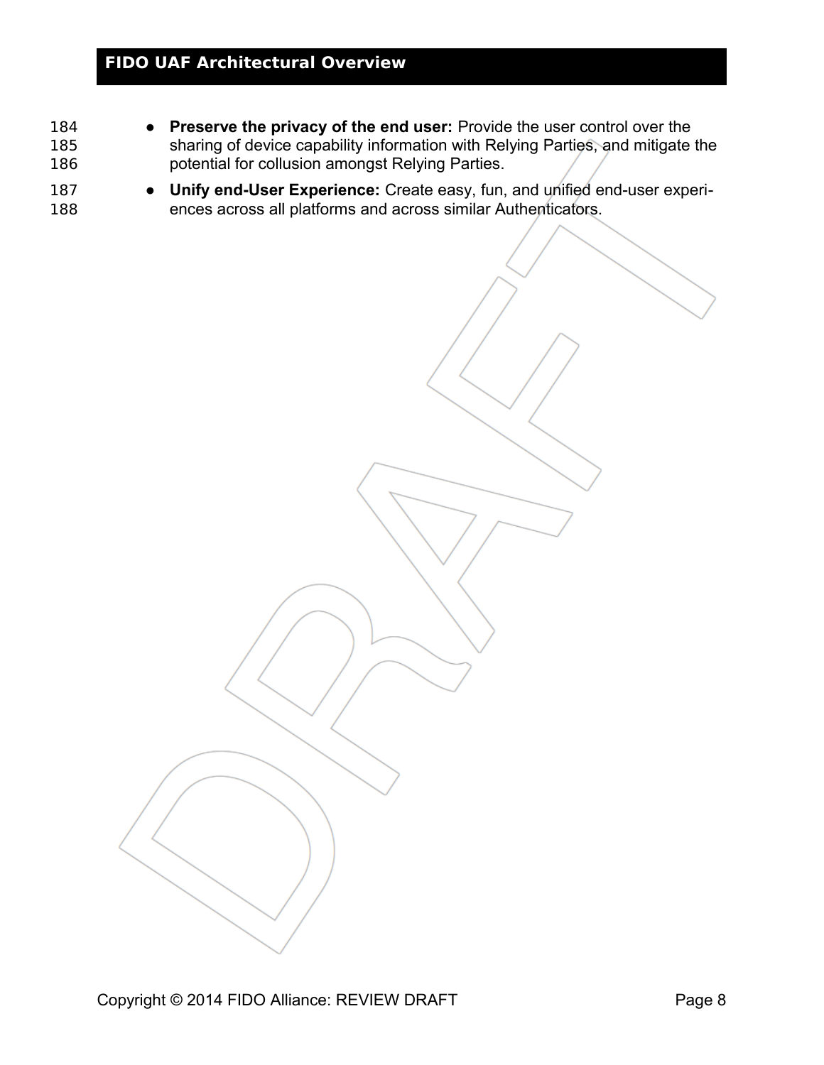- **Preserve the privacy of the end user:** Provide the user control over the sharing of device capability information with Relying Parties, and mitigate the potential for collusion amongst Relying Parties.
- **Unify end-User Experience:** Create easy, fun, and unified end-user experiences across all platforms and across similar Authenticators.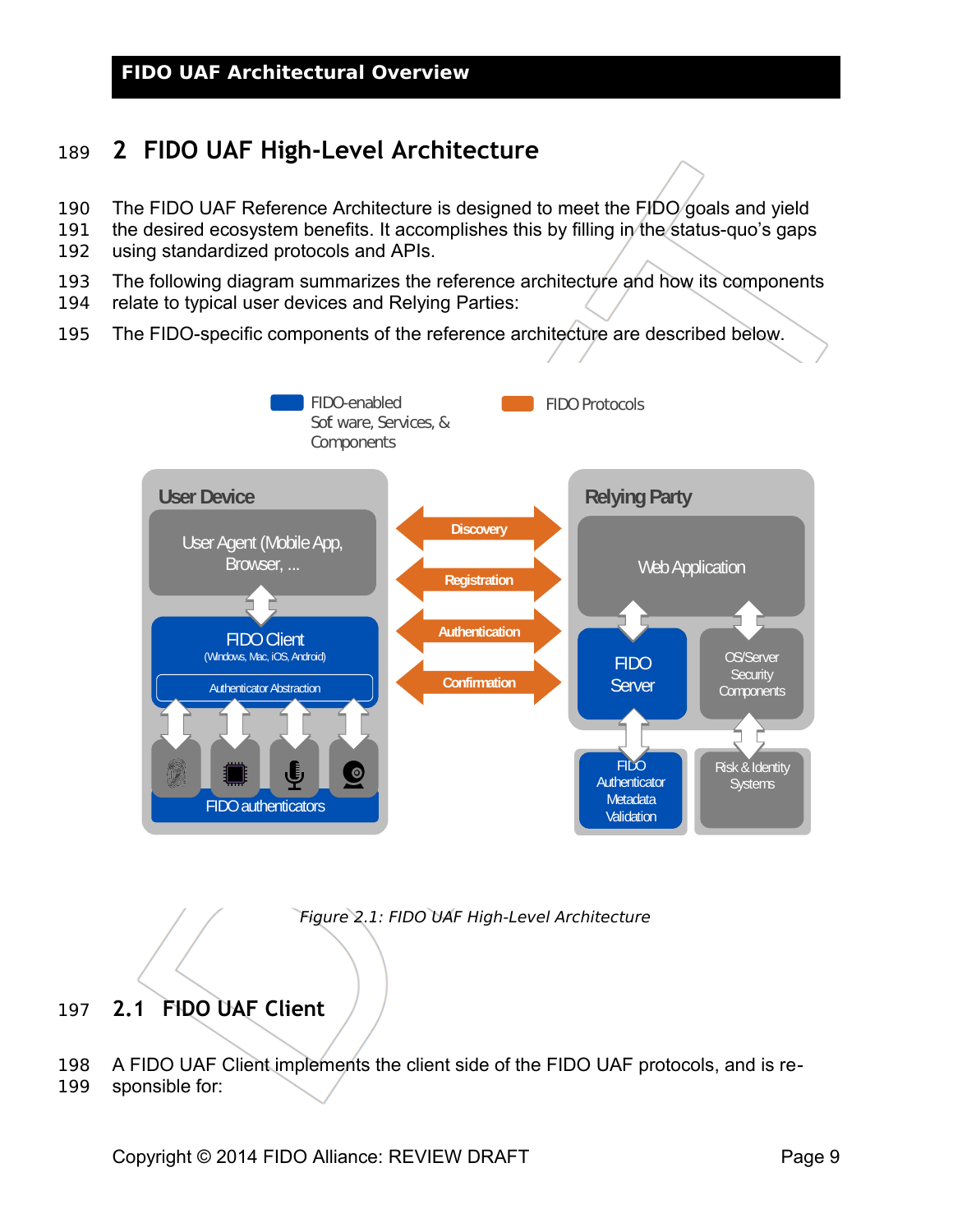## 2 FIDO UAF High-Level Architecture

The FIDO UAF Reference Architecture is designed to meet the FIDO goals and yield the desired ecosystem benefits. It accomplishes this by filling in the status-quo's gaps using standardized protocols and APIs.

The following diagram summarizes the reference architecture and how its components relate to typical user devices and Relying Parties:

The FIDO-specific components of the reference architecture are described below.

*Figure 2.1: FIDO UAF High-Level Architecture*

### 2.1 FIDO UAF Client

A FIDO UAF Client implements the client side of the FIDO UAF protocols, and is responsible for: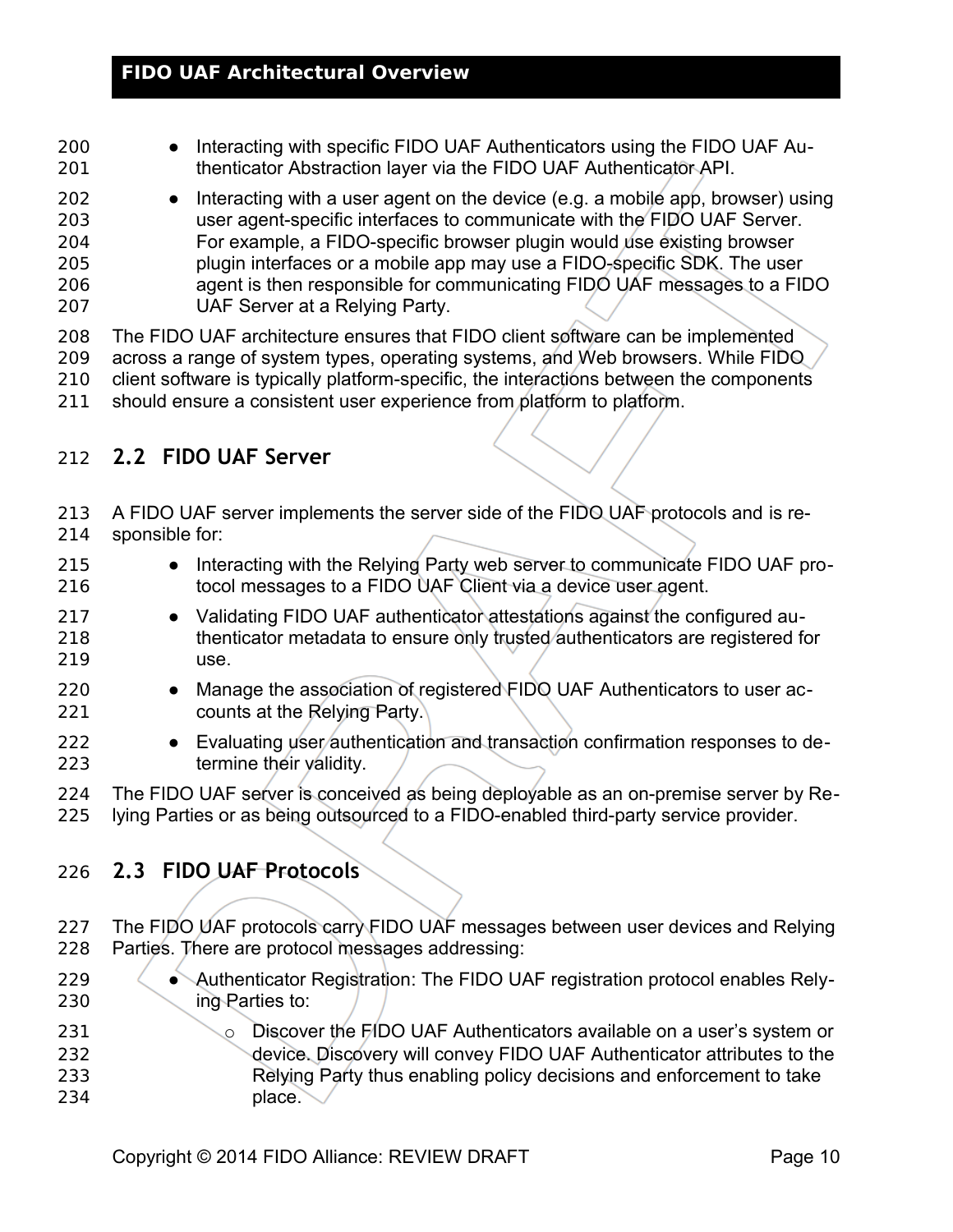- Interacting with specific FIDO UAF Authenticators using the FIDO UAF Authenticator Abstraction layer via the FIDO UAF Authenticator API.
- Interacting with a user agent on the device (e.g. a mobile app, browser) using user agent-specific interfaces to communicate with the FIDO UAF Server. For example, a FIDO-specific browser plugin would use existing browser plugin interfaces or a mobile app may use a FIDO-specific SDK. The user agent is then responsible for communicating FIDO UAF messages to a FIDO UAF Server at a Relying Party.

The FIDO UAF architecture ensures that FIDO client software can be implemented across a range of system types, operating systems, and Web browsers. While FIDO client software is typically platform-specific, the interactions between the components should ensure a consistent user experience from platform to platform.

## 2.2 FIDO UAF Server

A FIDO UAF server implements the server side of the FIDO UAF protocols and is responsible for:

- Interacting with the Relying Party web server to communicate FIDO UAF protocol messages to a FIDO UAF Client via a device user agent.
- Validating FIDO UAF authenticator attestations against the configured authenticator metadata to ensure only trusted authenticators are registered for use.
- Manage the association of registered FIDO UAF Authenticators to user accounts at the Relying Party.
- Evaluating user authentication and transaction confirmation responses to determine their validity.

The FIDO UAF server is conceived as being deployable as an on-premise server by Relying Parties or as being outsourced to a FIDO-enabled third-party service provider.

## 2.3 FIDO UAF Protocols

The FIDO UAF protocols carry FIDO UAF messages between user devices and Relying Parties. There are protocol messages addressing:

- Authenticator Registration: The FIDO UAF registration protocol enables Relying Parties to:
  - Discover the FIDO UAF Authenticators available on a user's system or device. Discovery will convey FIDO UAF Authenticator attributes to the Relying Party thus enabling policy decisions and enforcement to take place.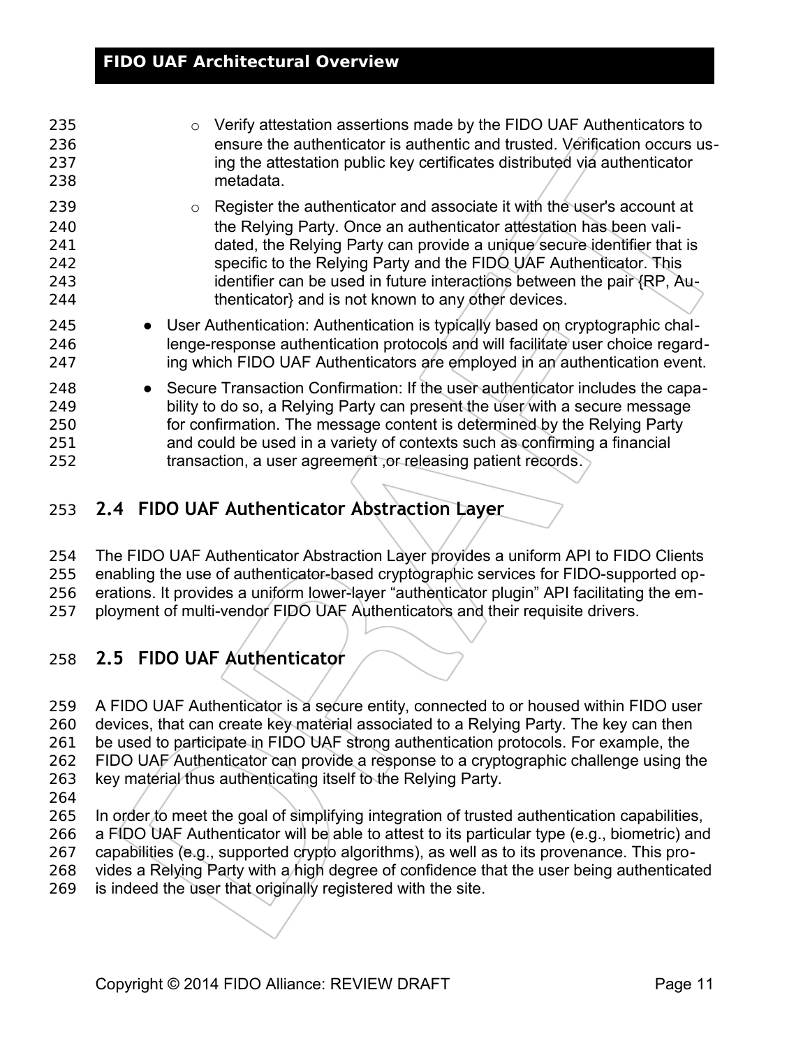- Verify attestation assertions made by the FIDO UAF Authenticators to ensure the authenticator is authentic and trusted. Verification occurs using the attestation public key certificates distributed via authenticator metadata.
- Register the authenticator and associate it with the user's account at the Relying Party. Once an authenticator attestation has been validated, the Relying Party can provide a unique secure identifier that is specific to the Relying Party and the FIDO UAF Authenticator. This identifier can be used in future interactions between the pair {RP, Authenticator} and is not known to any other devices.

- User Authentication: Authentication is typically based on cryptographic challenge-response authentication protocols and will facilitate user choice regarding which FIDO UAF Authenticators are employed in an authentication event.
- Secure Transaction Confirmation: If the user authenticator includes the capability to do so, a Relying Party can present the user with a secure message for confirmation. The message content is determined by the Relying Party and could be used in a variety of contexts such as confirming a financial transaction, a user agreement ,or releasing patient records.

## 2.4 FIDO UAF Authenticator Abstraction Layer

The FIDO UAF Authenticator Abstraction Layer provides a uniform API to FIDO Clients enabling the use of authenticator-based cryptographic services for FIDO-supported operations. It provides a uniform lower-layer “authenticator plugin” API facilitating the employment of multi-vendor FIDO UAF Authenticators and their requisite drivers.

## 2.5 FIDO UAF Authenticator

A FIDO UAF Authenticator is a secure entity, connected to or housed within FIDO user devices, that can create key material associated to a Relying Party. The key can then be used to participate in FIDO UAF strong authentication protocols. For example, the FIDO UAF Authenticator can provide a response to a cryptographic challenge using the key material thus authenticating itself to the Relying Party.

In order to meet the goal of simplifying integration of trusted authentication capabilities, a FIDO UAF Authenticator will be able to attest to its particular type (e.g., biometric) and capabilities (e.g., supported crypto algorithms), as well as to its provenance. This provides a Relying Party with a high degree of confidence that the user being authenticated is indeed the user that originally registered with the site.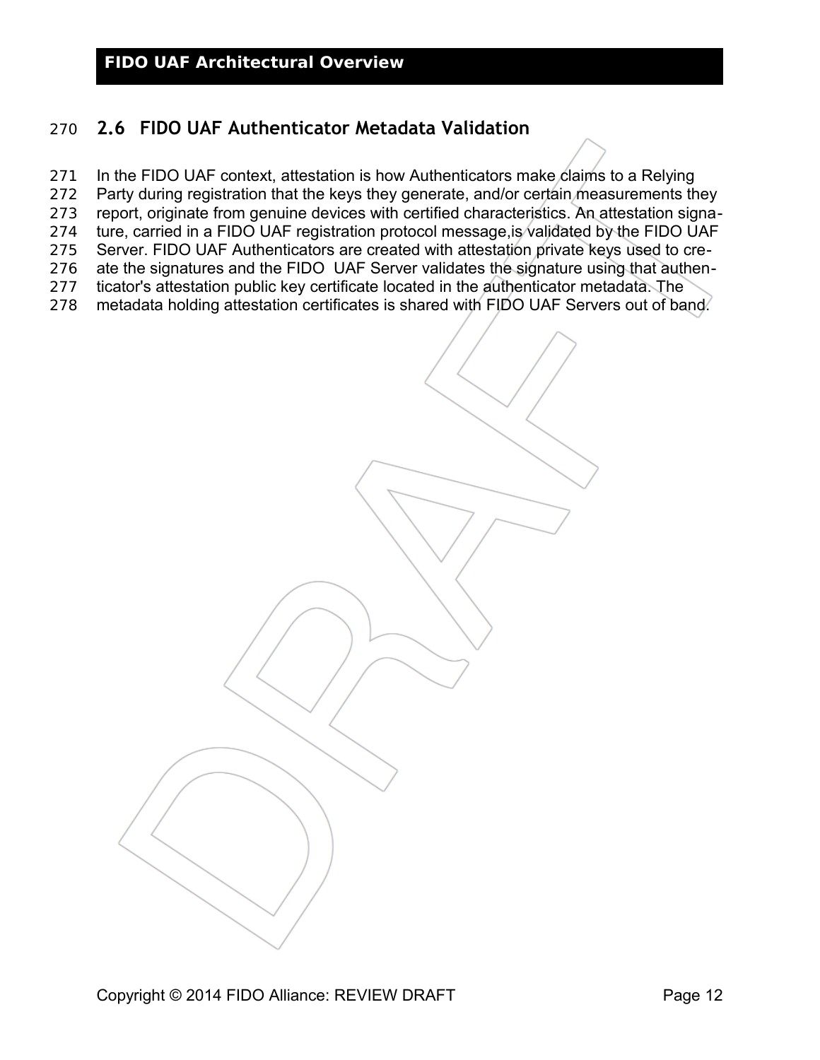## 2.6 FIDO UAF Authenticator Metadata Validation

In the FIDO UAF context, attestation is how Authenticators make claims to a Relying Party during registration that the keys they generate, and/or certain measurements they report, originate from genuine devices with certified characteristics. An attestation signature, carried in a FIDO UAF registration protocol message,is validated by the FIDO UAF Server. FIDO UAF Authenticators are created with attestation private keys used to create the signatures and the FIDO UAF Server validates the signature using that authenticator's attestation public key certificate located in the authenticator metadata. The metadata holding attestation certificates is shared with FIDO UAF Servers out of band.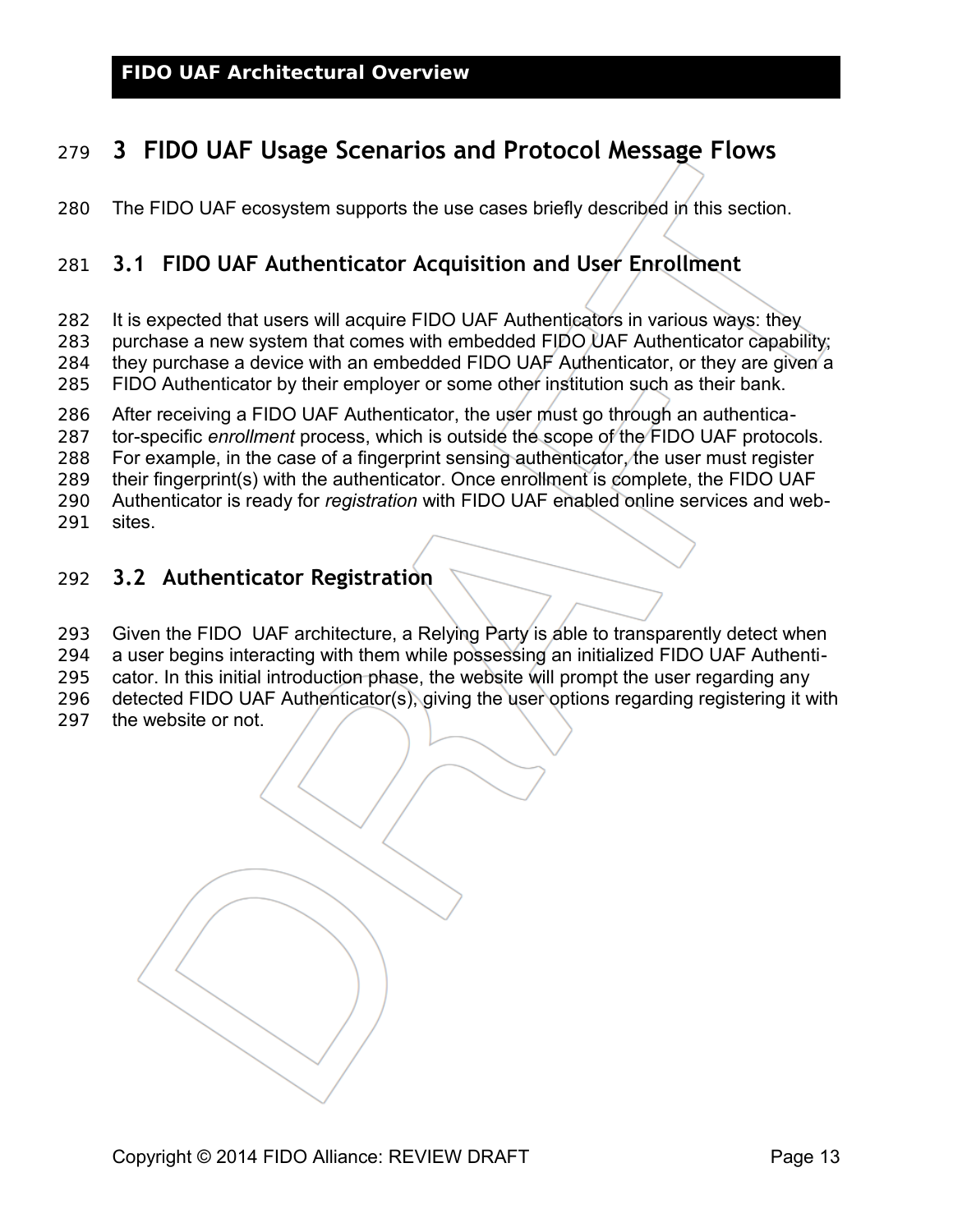# 3 FIDO UAF Usage Scenarios and Protocol Message Flows

The FIDO UAF ecosystem supports the use cases briefly described in this section.

## 3.1 FIDO UAF Authenticator Acquisition and User Enrollment

It is expected that users will acquire FIDO UAF Authenticators in various ways: they purchase a new system that comes with embedded FIDO UAF Authenticator capability; they purchase a device with an embedded FIDO UAF Authenticator, or they are given a FIDO Authenticator by their employer or some other institution such as their bank.

After receiving a FIDO UAF Authenticator, the user must go through an authenticator-specific *enrollment* process, which is outside the scope of the FIDO UAF protocols. For example, in the case of a fingerprint sensing authenticator, the user must register their fingerprint(s) with the authenticator. Once enrollment is complete, the FIDO UAF Authenticator is ready for *registration* with FIDO UAF enabled online services and websites.

## 3.2 Authenticator Registration

Given the FIDO UAF architecture, a Relying Party is able to transparently detect when a user begins interacting with them while possessing an initialized FIDO UAF Authenticator. In this initial introduction phase, the website will prompt the user regarding any detected FIDO UAF Authenticator(s), giving the user options regarding registering it with the website or not.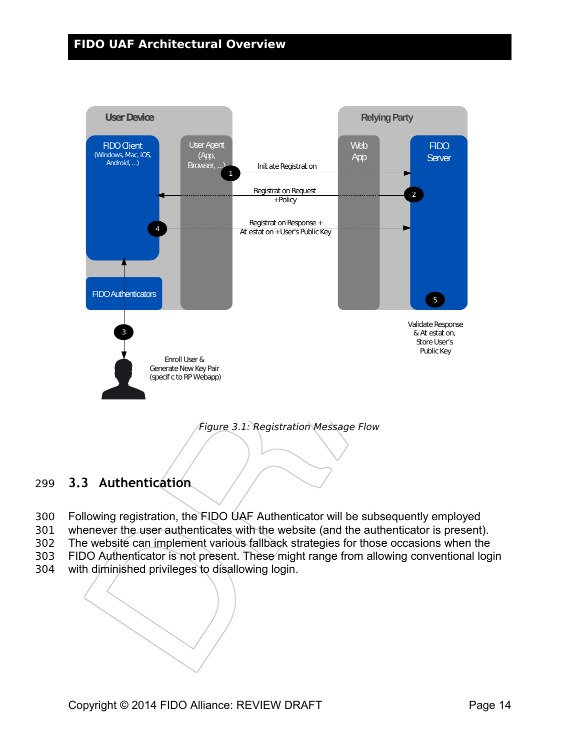Figure 3.1: Registration Message Flow

## 3.3 Authentication

Following registration, the FIDO UAF Authenticator will be subsequently employed whenever the user authenticates with the website (and the authenticator is present). The website can implement various fallback strategies for those occasions when the FIDO Authenticator is not present. These might range from allowing conventional login with diminished privileges to disallowing login.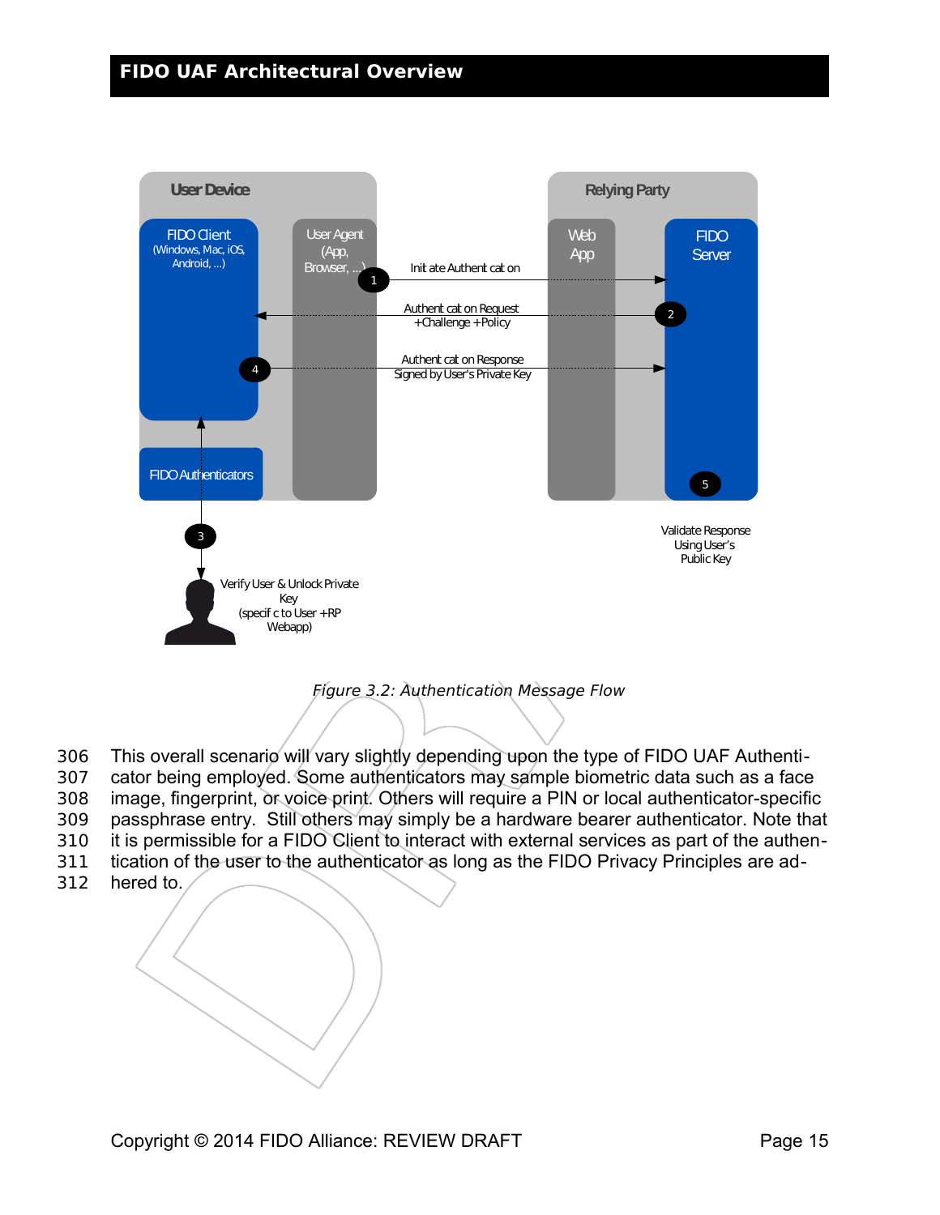Figure 3.2: Authentication Message Flow

306 This overall scenario will vary slightly depending upon the type of FIDO UAF Authenti-
307 cator being employed. Some authenticators may sample biometric data such as a face
308 image, fingerprint, or voice print. Others will require a PIN or local authenticator-specific
309 passphrase entry. Still others may simply be a hardware bearer authenticator. Note that
310 it is permissible for a FIDO Client to interact with external services as part of the authen-
311 tication of the user to the authenticator as long as the FIDO Privacy Principles are ad-
312 hered to.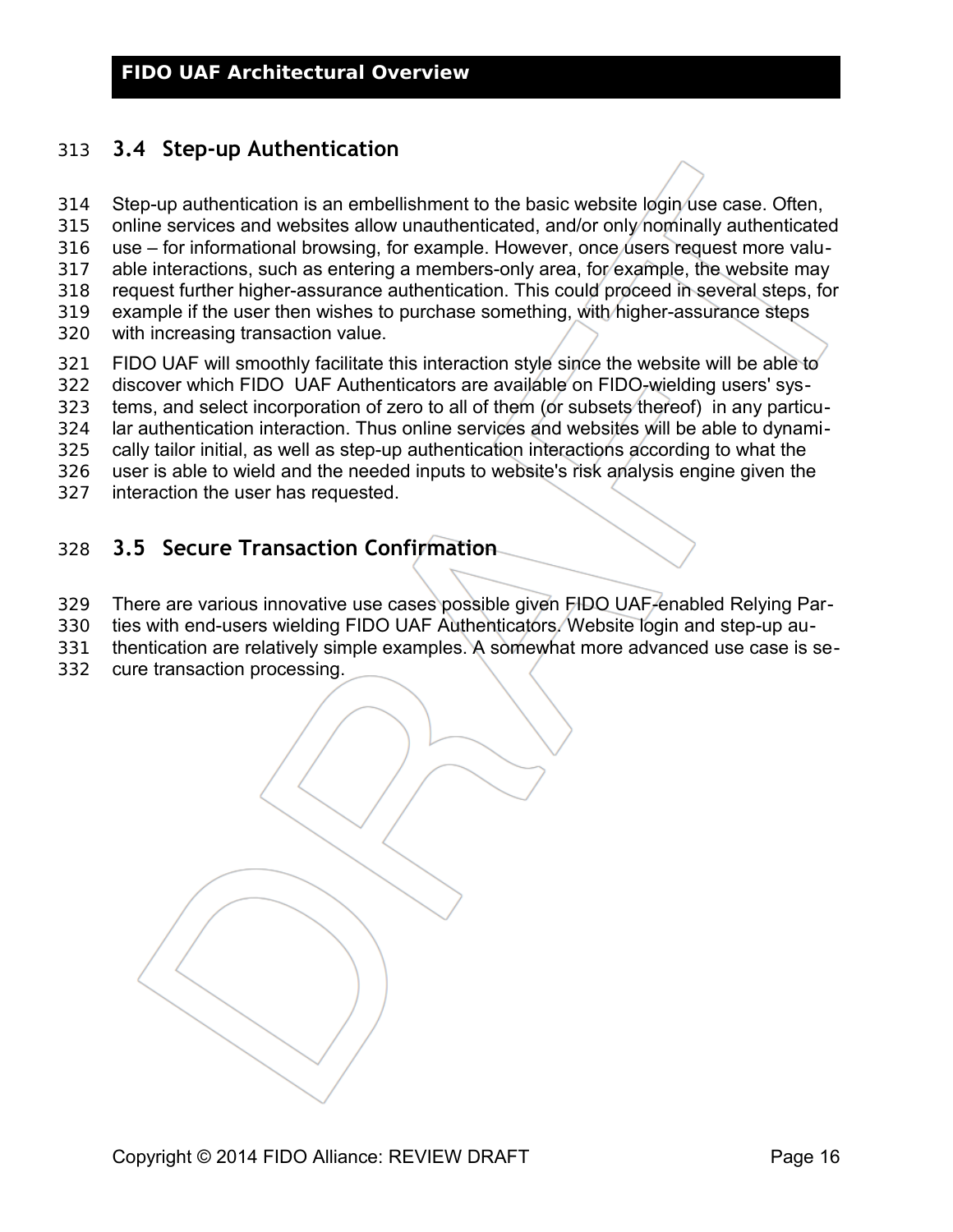## 3.4 Step-up Authentication

Step-up authentication is an embellishment to the basic website login use case. Often, online services and websites allow unauthenticated, and/or only nominally authenticated use – for informational browsing, for example. However, once users request more valuable interactions, such as entering a members-only area, for example, the website may request further higher-assurance authentication. This could proceed in several steps, for example if the user then wishes to purchase something, with higher-assurance steps with increasing transaction value.

FIDO UAF will smoothly facilitate this interaction style since the website will be able to discover which FIDO UAF Authenticators are available on FIDO-wielding users' systems, and select incorporation of zero to all of them (or subsets thereof) in any particular authentication interaction. Thus online services and websites will be able to dynamically tailor initial, as well as step-up authentication interactions according to what the user is able to wield and the needed inputs to website's risk analysis engine given the interaction the user has requested.

## 3.5 Secure Transaction Confirmation

There are various innovative use cases possible given FIDO UAF-enabled Relying Parties with end-users wielding FIDO UAF Authenticators. Website login and step-up authentication are relatively simple examples. A somewhat more advanced use case is secure transaction processing.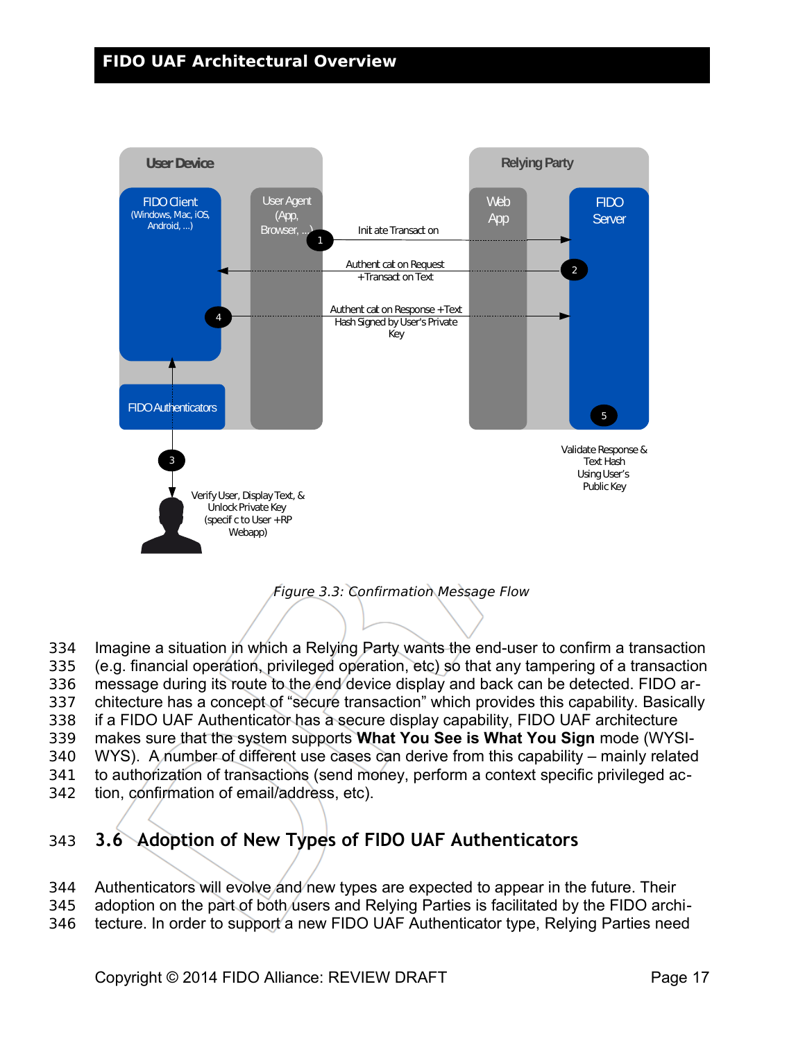Figure 3.3: Confirmation Message Flow

Imagine a situation in which a Relying Party wants the end-user to confirm a transaction (e.g. financial operation, privileged operation, etc) so that any tampering of a transaction message during its route to the end device display and back can be detected. FIDO architecture has a concept of "secure transaction" which provides this capability. Basically if a FIDO UAF Authenticator has a secure display capability, FIDO UAF architecture makes sure that the system supports **What You See is What You Sign** mode (WYSIWYS). A number of different use cases can derive from this capability – mainly related to authorization of transactions (send money, perform a context specific privileged action, confirmation of email/address, etc).

## 3.6 Adoption of New Types of FIDO UAF Authenticators

Authenticators will evolve and new types are expected to appear in the future. Their adoption on the part of both users and Relying Parties is facilitated by the FIDO architecture. In order to support a new FIDO UAF Authenticator type, Relying Parties need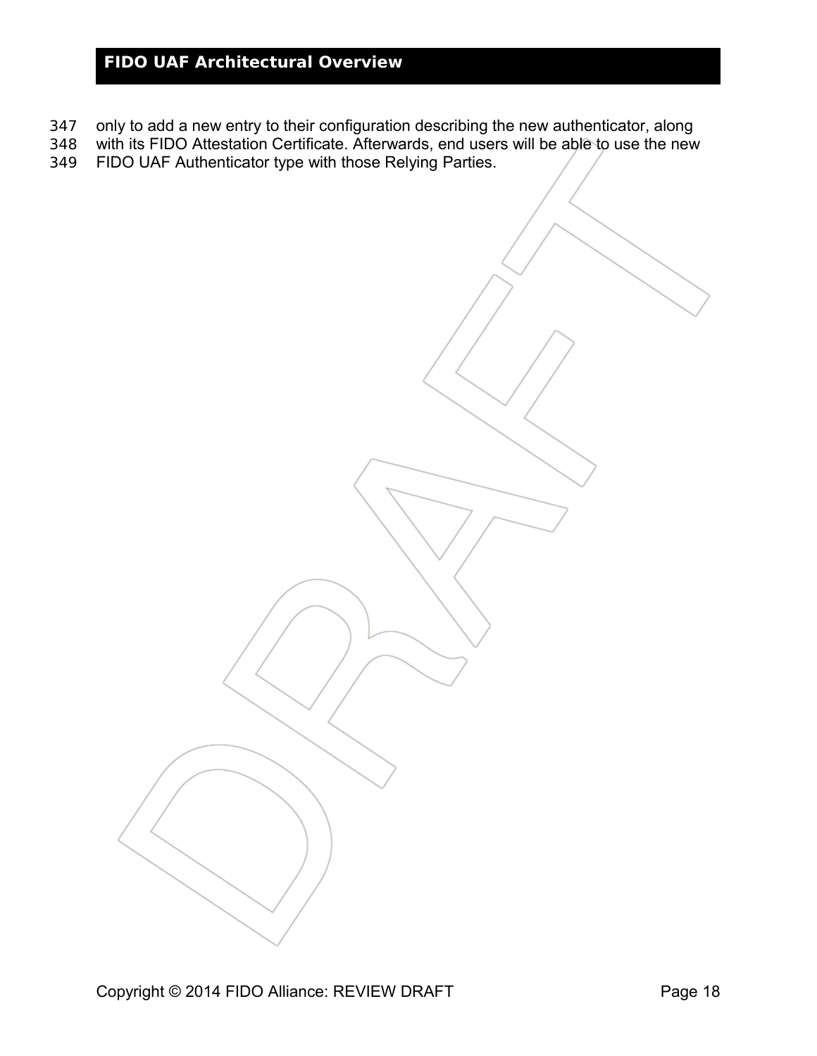only to add a new entry to their configuration describing the new authenticator, along with its FIDO Attestation Certificate. Afterwards, end users will be able to use the new FIDO UAF Authenticator type with those Relying Parties.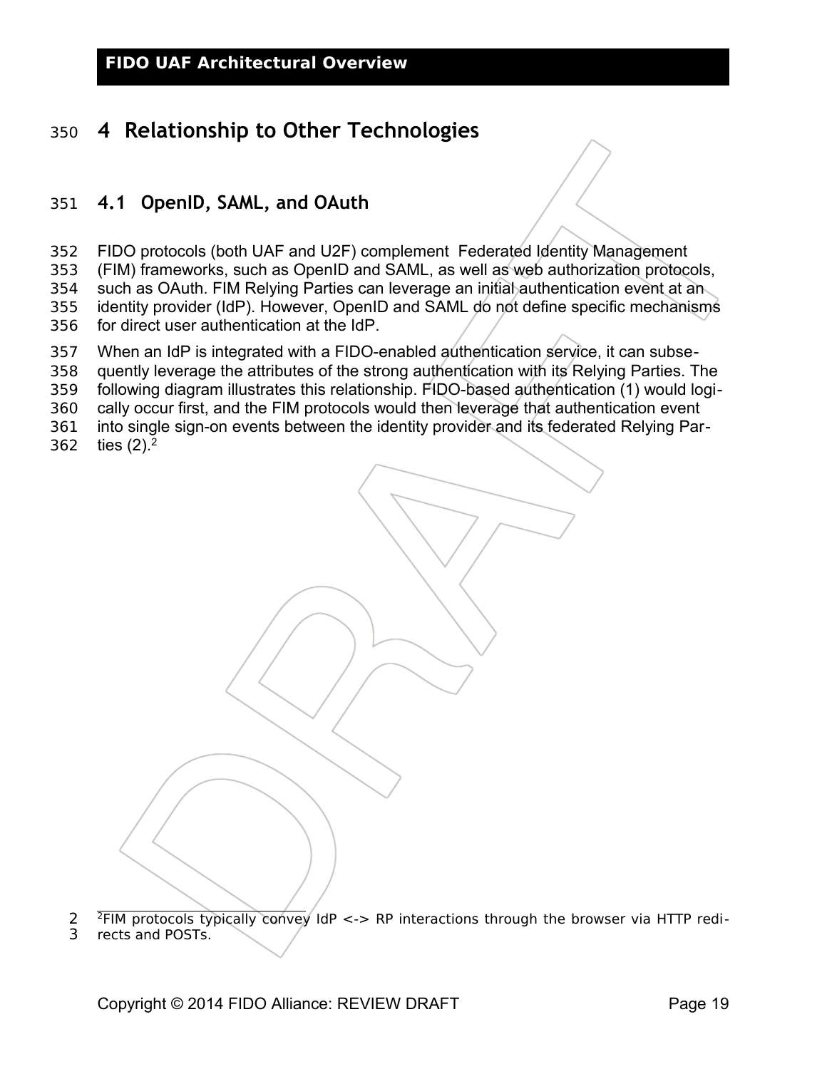# 4 Relationship to Other Technologies

## 4.1 OpenID, SAML, and OAuth

FIDO protocols (both UAF and U2F) complement Federated Identity Management (FIM) frameworks, such as OpenID and SAML, as well as web authorization protocols, such as OAuth. FIM Relying Parties can leverage an initial authentication event at an identity provider (IdP). However, OpenID and SAML do not define specific mechanisms for direct user authentication at the IdP.

When an IdP is integrated with a FIDO-enabled authentication service, it can subsequently leverage the attributes of the strong authentication with its Relying Parties. The following diagram illustrates this relationship. FIDO-based authentication (1) would logically occur first, and the FIM protocols would then leverage that authentication event into single sign-on events between the identity provider and its federated Relying Parties (2).[2]

[2] FIM protocols typically convey IdP <-> RP interactions through the browser via HTTP redirects and POSTs.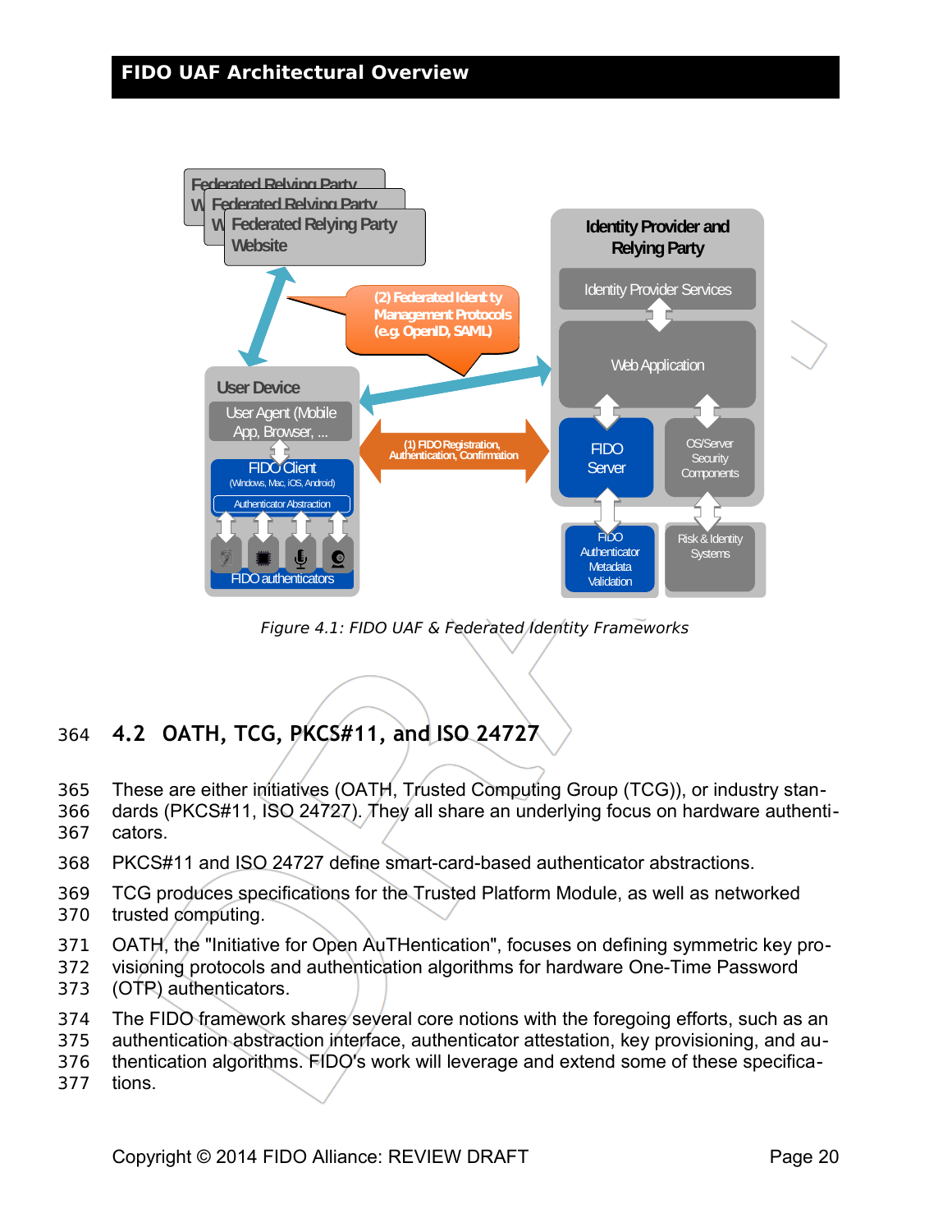Figure 4.1: FIDO UAF & Federated Identity Frameworks

## 4.2 OATH, TCG, PKCS#11, and ISO 24727

These are either initiatives (OATH, Trusted Computing Group (TCG)), or industry standards (PKCS#11, ISO 24727). They all share an underlying focus on hardware authenticators.

PKCS#11 and ISO 24727 define smart-card-based authenticator abstractions.

TCG produces specifications for the Trusted Platform Module, as well as networked trusted computing.

OATH, the "Initiative for Open AuTHentication", focuses on defining symmetric key provisioning protocols and authentication algorithms for hardware One-Time Password (OTP) authenticators.

The FIDO framework shares several core notions with the foregoing efforts, such as an authentication abstraction interface, authenticator attestation, key provisioning, and authentication algorithms. FIDO's work will leverage and extend some of these specifications.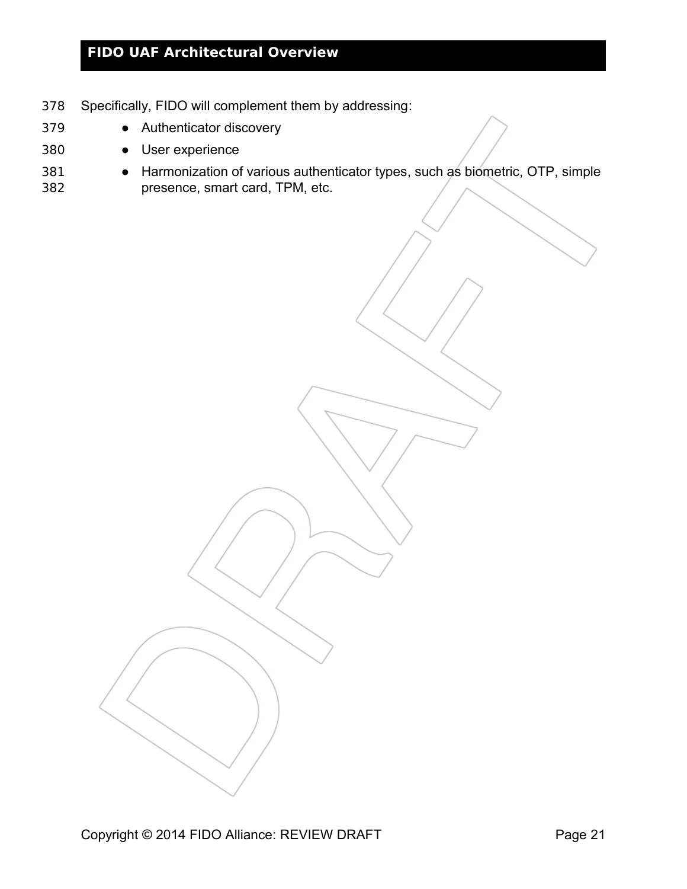Specifically, FIDO will complement them by addressing:

- Authenticator discovery
- User experience
- Harmonization of various authenticator types, such as biometric, OTP, simple presence, smart card, TPM, etc.